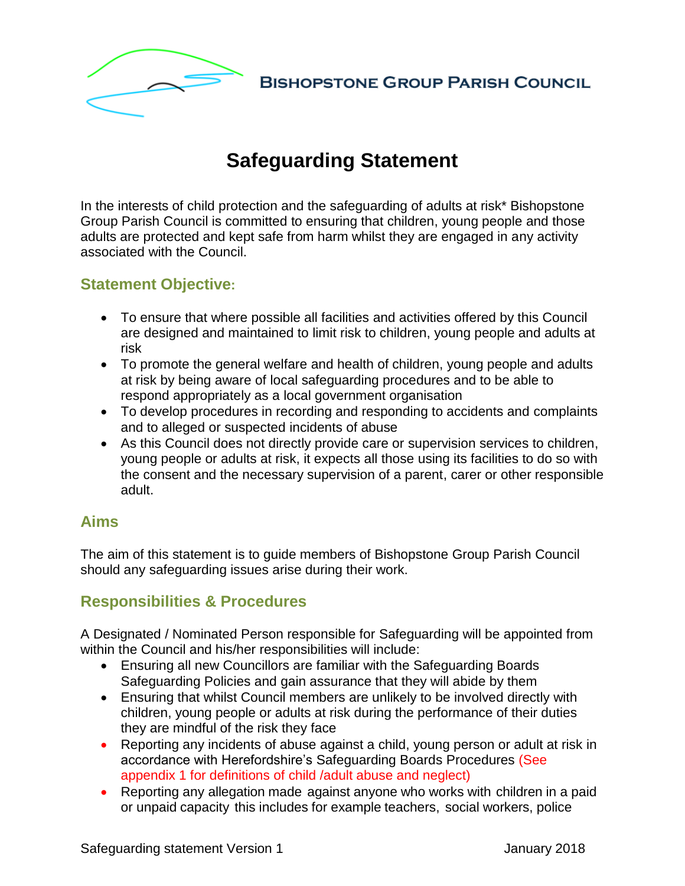**BISHOPSTONE GROUP PARISH COUNCIL**

# Safeguarding Statement

In the interests of child protection and the safeguarding of adults at risk* Bishopstone Group Parish Council is committed to ensuring that children, young people and those adults are protected and kept safe from harm whilst they are engaged in any activity associated with the Council.

## Statement Objective:

- To ensure that where possible all facilities and activities offered by this Council are designed and maintained to limit risk to children, young people and adults at risk
- To promote the general welfare and health of children, young people and adults at risk by being aware of local safeguarding procedures and to be able to respond appropriately as a local government organisation
- To develop procedures in recording and responding to accidents and complaints and to alleged or suspected incidents of abuse
- As this Council does not directly provide care or supervision services to children, young people or adults at risk, it expects all those using its facilities to do so with the consent and the necessary supervision of a parent, carer or other responsible adult.

## Aims

The aim of this statement is to guide members of Bishopstone Group Parish Council should any safeguarding issues arise during their work.

## Responsibilities & Procedures

A Designated / Nominated Person responsible for Safeguarding will be appointed from within the Council and his/her responsibilities will include:

- Ensuring all new Councillors are familiar with the Safeguarding Boards Safeguarding Policies and gain assurance that they will abide by them
- Ensuring that whilst Council members are unlikely to be involved directly with children, young people or adults at risk during the performance of their duties they are mindful of the risk they face
- Reporting any incidents of abuse against a child, young person or adult at risk in accordance with Herefordshire's Safeguarding Boards Procedures (See appendix 1 for definitions of child /adult abuse and neglect)
- Reporting any allegation made against anyone who works with children in a paid or unpaid capacity this includes for example teachers, social workers, police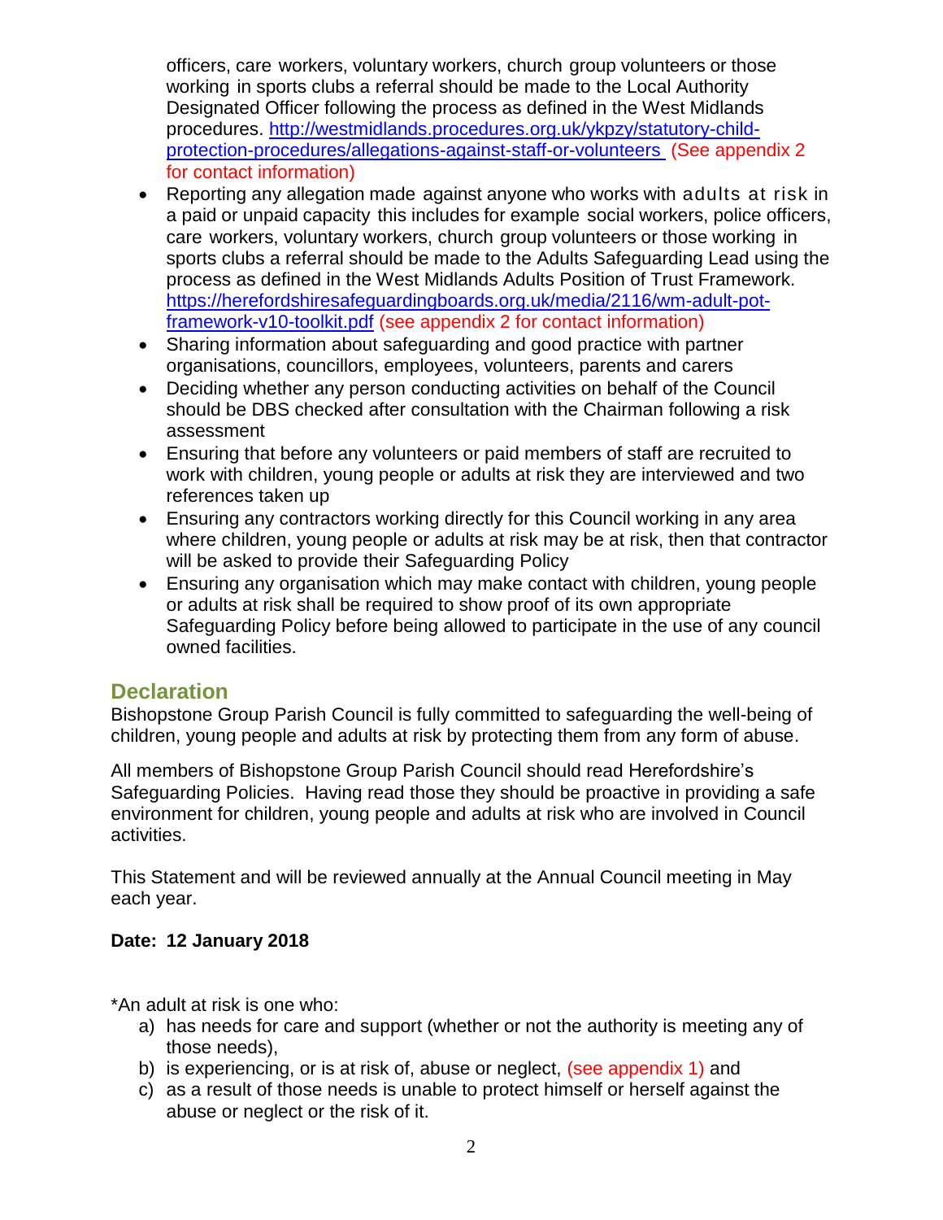officers, care workers, voluntary workers, church group volunteers or those working in sports clubs a referral should be made to the Local Authority Designated Officer following the process as defined in the West Midlands procedures. http://westmidlands.procedures.org.uk/ykpzy/statutory-child-protection-procedures/allegations-against-staff-or-volunteers (See appendix 2 for contact information)

- Reporting any allegation made against anyone who works with adults at risk in a paid or unpaid capacity this includes for example social workers, police officers, care workers, voluntary workers, church group volunteers or those working in sports clubs a referral should be made to the Adults Safeguarding Lead using the process as defined in the West Midlands Adults Position of Trust Framework. https://herefordshiresafeguardingboards.org.uk/media/2116/wm-adult-pot-framework-v10-toolkit.pdf (see appendix 2 for contact information)
- Sharing information about safeguarding and good practice with partner organisations, councillors, employees, volunteers, parents and carers
- Deciding whether any person conducting activities on behalf of the Council should be DBS checked after consultation with the Chairman following a risk assessment
- Ensuring that before any volunteers or paid members of staff are recruited to work with children, young people or adults at risk they are interviewed and two references taken up
- Ensuring any contractors working directly for this Council working in any area where children, young people or adults at risk may be at risk, then that contractor will be asked to provide their Safeguarding Policy
- Ensuring any organisation which may make contact with children, young people or adults at risk shall be required to show proof of its own appropriate Safeguarding Policy before being allowed to participate in the use of any council owned facilities.

## Declaration

Bishopstone Group Parish Council is fully committed to safeguarding the well-being of children, young people and adults at risk by protecting them from any form of abuse.

All members of Bishopstone Group Parish Council should read Herefordshire's Safeguarding Policies. Having read those they should be proactive in providing a safe environment for children, young people and adults at risk who are involved in Council activities.

This Statement and will be reviewed annually at the Annual Council meeting in May each year.

**Date: 12 January 2018**

*An adult at risk is one who:

a) has needs for care and support (whether or not the authority is meeting any of those needs),
b) is experiencing, or is at risk of, abuse or neglect, (see appendix 1) and
c) as a result of those needs is unable to protect himself or herself against the abuse or neglect or the risk of it.